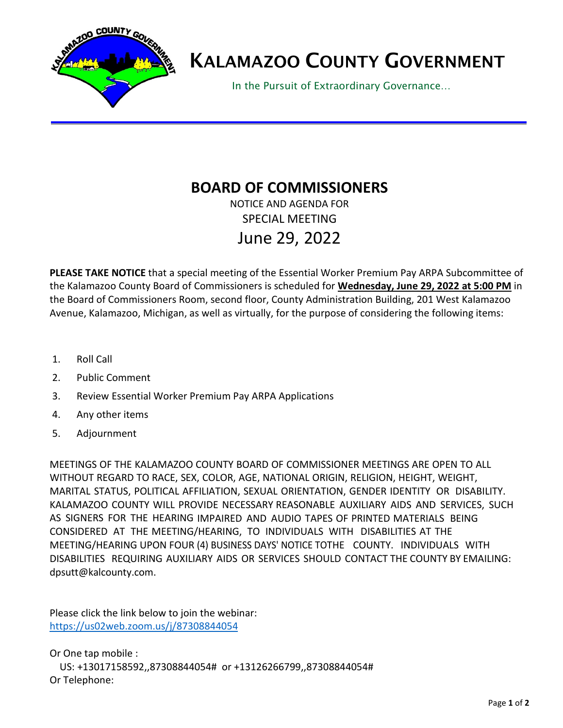# KALAMAZOO COUNTY GOVERNMENT

In the Pursuit of Extraordinary Governance…

## BOARD OF COMMISSIONERS

NOTICE AND AGENDA FOR

SPECIAL MEETING

June 29, 2022

**PLEASE TAKE NOTICE** that a special meeting of the Essential Worker Premium Pay ARPA Subcommittee of the Kalamazoo County Board of Commissioners is scheduled for **Wednesday, June 29, 2022 at 5:00 PM** in the Board of Commissioners Room, second floor, County Administration Building, 201 West Kalamazoo Avenue, Kalamazoo, Michigan, as well as virtually, for the purpose of considering the following items:

1. Roll Call
2. Public Comment
3. Review Essential Worker Premium Pay ARPA Applications
4. Any other items
5. Adjournment

MEETINGS OF THE KALAMAZOO COUNTY BOARD OF COMMISSIONER MEETINGS ARE OPEN TO ALL WITHOUT REGARD TO RACE, SEX, COLOR, AGE, NATIONAL ORIGIN, RELIGION, HEIGHT, WEIGHT, MARITAL STATUS, POLITICAL AFFILIATION, SEXUAL ORIENTATION, GENDER IDENTITY OR DISABILITY. KALAMAZOO COUNTY WILL PROVIDE NECESSARY REASONABLE AUXILIARY AIDS AND SERVICES, SUCH AS SIGNERS FOR THE HEARING IMPAIRED AND AUDIO TAPES OF PRINTED MATERIALS BEING CONSIDERED AT THE MEETING/HEARING, TO INDIVIDUALS WITH DISABILITIES AT THE MEETING/HEARING UPON FOUR (4) BUSINESS DAYS' NOTICE TOTHE COUNTY. INDIVIDUALS WITH DISABILITIES REQUIRING AUXILIARY AIDS OR SERVICES SHOULD CONTACT THE COUNTY BY EMAILING: dpsutt@kalcounty.com.

Please click the link below to join the webinar:
https://us02web.zoom.us/j/87308844054

Or One tap mobile :
US: +13017158592,,87308844054# or +13126266799,,87308844054#
Or Telephone: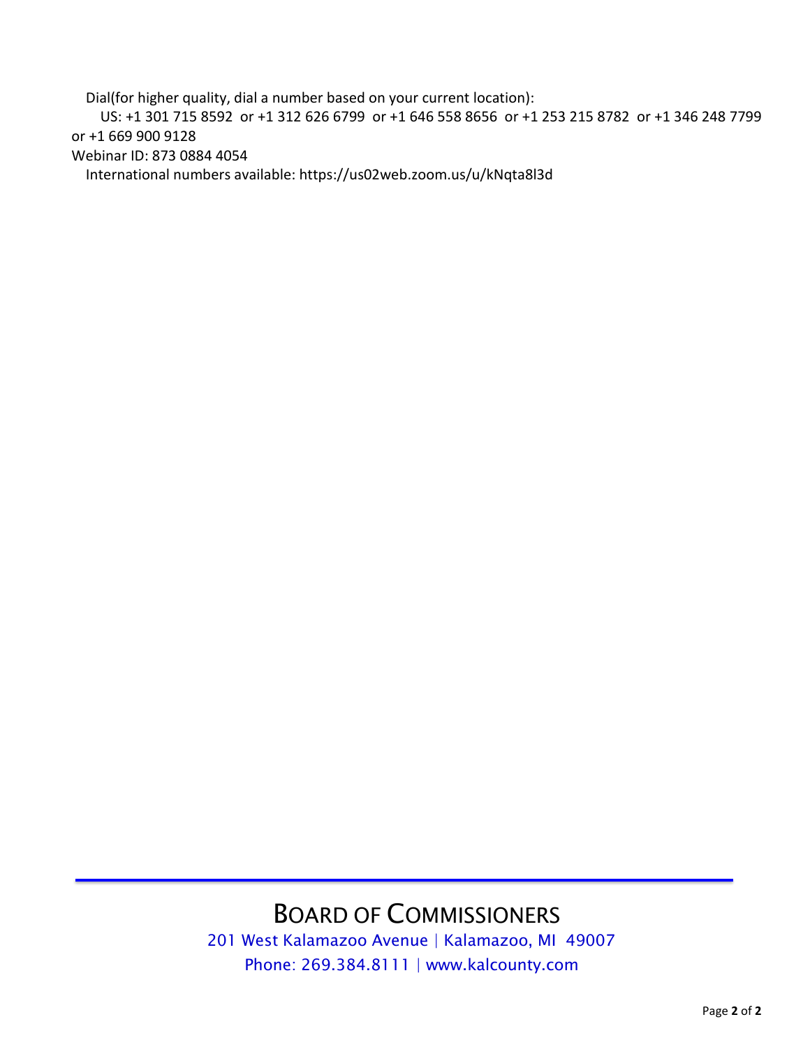Dial(for higher quality, dial a number based on your current location):

US: +1 301 715 8592 or +1 312 626 6799 or +1 646 558 8656 or +1 253 215 8782 or +1 346 248 7799 or +1 669 900 9128

Webinar ID: 873 0884 4054

International numbers available: https://us02web.zoom.us/u/kNqta8l3d

BOARD OF COMMISSIONERS

201 West Kalamazoo Avenue | Kalamazoo, MI 49007

Phone: 269.384.8111 | www.kalcounty.com